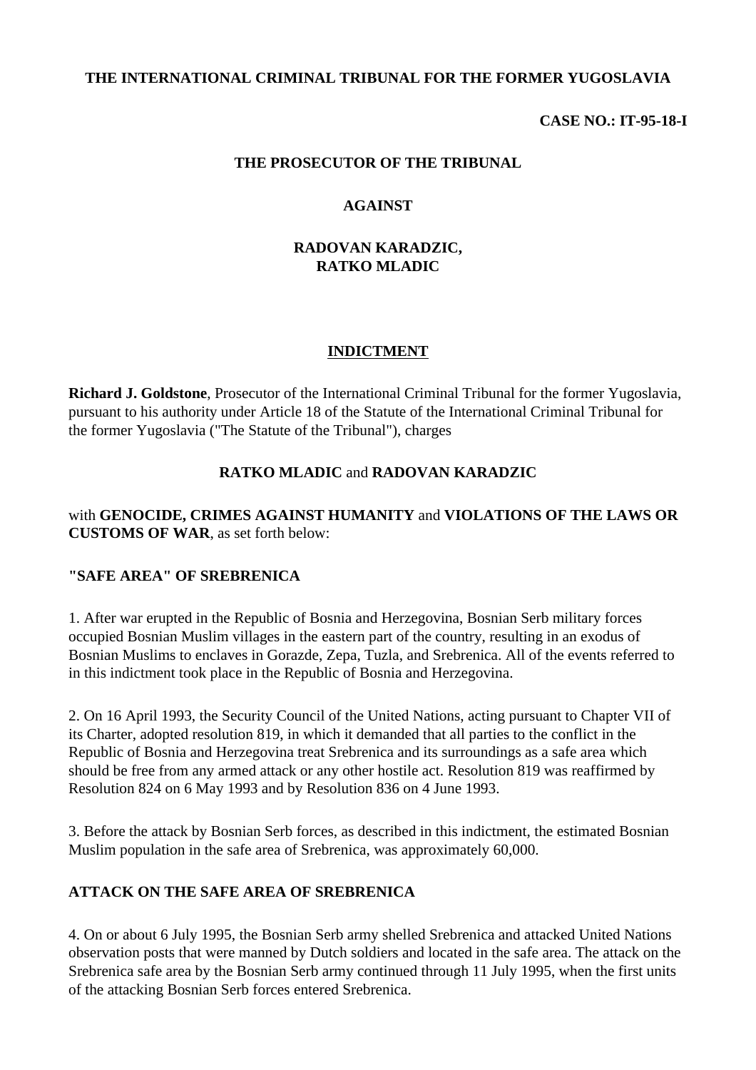**THE INTERNATIONAL CRIMINAL TRIBUNAL FOR THE FORMER YUGOSLAVIA**

**CASE NO.: IT-95-18-I**

**THE PROSECUTOR OF THE TRIBUNAL**

**AGAINST**

**RADOVAN KARADZIC,**
**RATKO MLADIC**

# INDICTMENT

**Richard J. Goldstone**, Prosecutor of the International Criminal Tribunal for the former Yugoslavia, pursuant to his authority under Article 18 of the Statute of the International Criminal Tribunal for the former Yugoslavia ("The Statute of the Tribunal"), charges

**RATKO MLADIC** and **RADOVAN KARADZIC**

with **GENOCIDE, CRIMES AGAINST HUMANITY** and **VIOLATIONS OF THE LAWS OR CUSTOMS OF WAR**, as set forth below:

## "SAFE AREA" OF SREBRENICA

1. After war erupted in the Republic of Bosnia and Herzegovina, Bosnian Serb military forces occupied Bosnian Muslim villages in the eastern part of the country, resulting in an exodus of Bosnian Muslims to enclaves in Gorazde, Zepa, Tuzla, and Srebrenica. All of the events referred to in this indictment took place in the Republic of Bosnia and Herzegovina.

2. On 16 April 1993, the Security Council of the United Nations, acting pursuant to Chapter VII of its Charter, adopted resolution 819, in which it demanded that all parties to the conflict in the Republic of Bosnia and Herzegovina treat Srebrenica and its surroundings as a safe area which should be free from any armed attack or any other hostile act. Resolution 819 was reaffirmed by Resolution 824 on 6 May 1993 and by Resolution 836 on 4 June 1993.

3. Before the attack by Bosnian Serb forces, as described in this indictment, the estimated Bosnian Muslim population in the safe area of Srebrenica, was approximately 60,000.

## ATTACK ON THE SAFE AREA OF SREBRENICA

4. On or about 6 July 1995, the Bosnian Serb army shelled Srebrenica and attacked United Nations observation posts that were manned by Dutch soldiers and located in the safe area. The attack on the Srebrenica safe area by the Bosnian Serb army continued through 11 July 1995, when the first units of the attacking Bosnian Serb forces entered Srebrenica.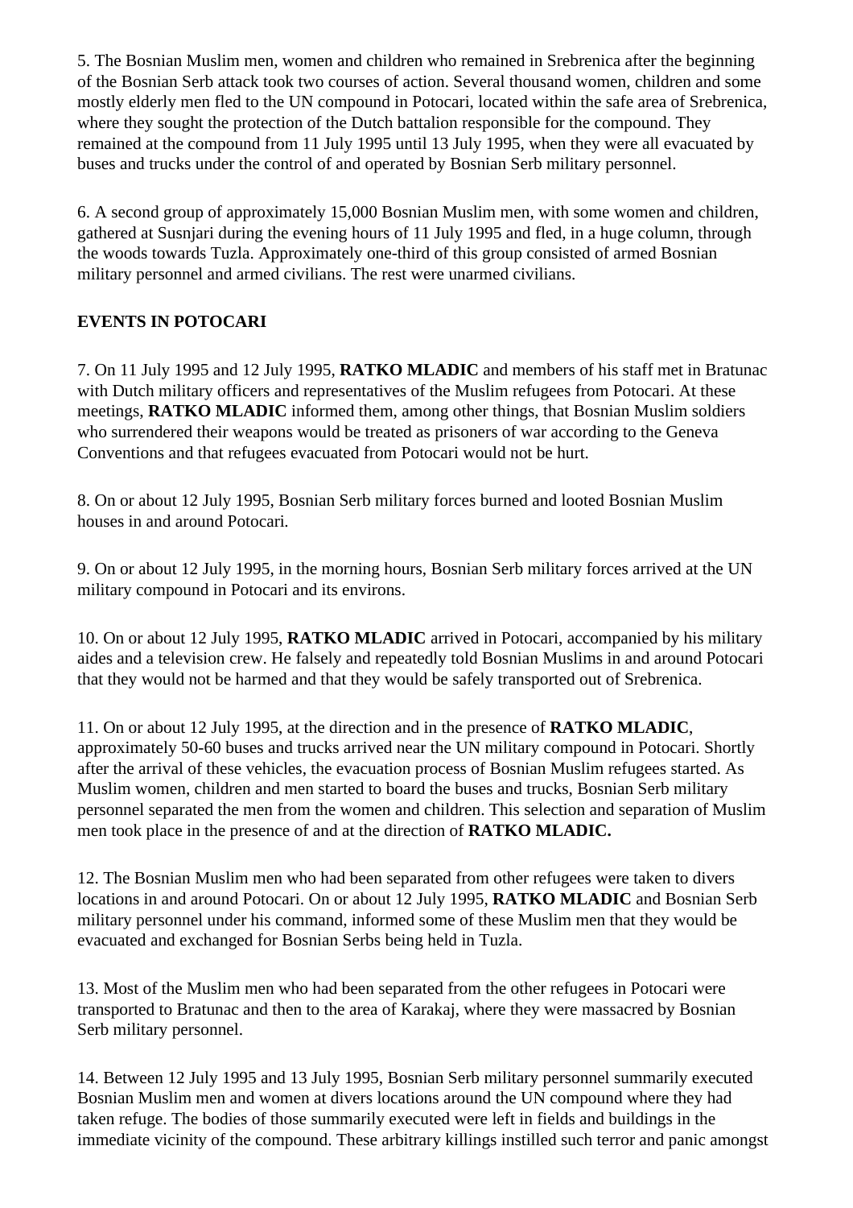5. The Bosnian Muslim men, women and children who remained in Srebrenica after the beginning of the Bosnian Serb attack took two courses of action. Several thousand women, children and some mostly elderly men fled to the UN compound in Potocari, located within the safe area of Srebrenica, where they sought the protection of the Dutch battalion responsible for the compound. They remained at the compound from 11 July 1995 until 13 July 1995, when they were all evacuated by buses and trucks under the control of and operated by Bosnian Serb military personnel.

6. A second group of approximately 15,000 Bosnian Muslim men, with some women and children, gathered at Susnjari during the evening hours of 11 July 1995 and fled, in a huge column, through the woods towards Tuzla. Approximately one-third of this group consisted of armed Bosnian military personnel and armed civilians. The rest were unarmed civilians.

**EVENTS IN POTOCARI**

7. On 11 July 1995 and 12 July 1995, **RATKO MLADIC** and members of his staff met in Bratunac with Dutch military officers and representatives of the Muslim refugees from Potocari. At these meetings, **RATKO MLADIC** informed them, among other things, that Bosnian Muslim soldiers who surrendered their weapons would be treated as prisoners of war according to the Geneva Conventions and that refugees evacuated from Potocari would not be hurt.

8. On or about 12 July 1995, Bosnian Serb military forces burned and looted Bosnian Muslim houses in and around Potocari.

9. On or about 12 July 1995, in the morning hours, Bosnian Serb military forces arrived at the UN military compound in Potocari and its environs.

10. On or about 12 July 1995, **RATKO MLADIC** arrived in Potocari, accompanied by his military aides and a television crew. He falsely and repeatedly told Bosnian Muslims in and around Potocari that they would not be harmed and that they would be safely transported out of Srebrenica.

11. On or about 12 July 1995, at the direction and in the presence of **RATKO MLADIC**, approximately 50-60 buses and trucks arrived near the UN military compound in Potocari. Shortly after the arrival of these vehicles, the evacuation process of Bosnian Muslim refugees started. As Muslim women, children and men started to board the buses and trucks, Bosnian Serb military personnel separated the men from the women and children. This selection and separation of Muslim men took place in the presence of and at the direction of **RATKO MLADIC.**

12. The Bosnian Muslim men who had been separated from other refugees were taken to divers locations in and around Potocari. On or about 12 July 1995, **RATKO MLADIC** and Bosnian Serb military personnel under his command, informed some of these Muslim men that they would be evacuated and exchanged for Bosnian Serbs being held in Tuzla.

13. Most of the Muslim men who had been separated from the other refugees in Potocari were transported to Bratunac and then to the area of Karakaj, where they were massacred by Bosnian Serb military personnel.

14. Between 12 July 1995 and 13 July 1995, Bosnian Serb military personnel summarily executed Bosnian Muslim men and women at divers locations around the UN compound where they had taken refuge. The bodies of those summarily executed were left in fields and buildings in the immediate vicinity of the compound. These arbitrary killings instilled such terror and panic amongst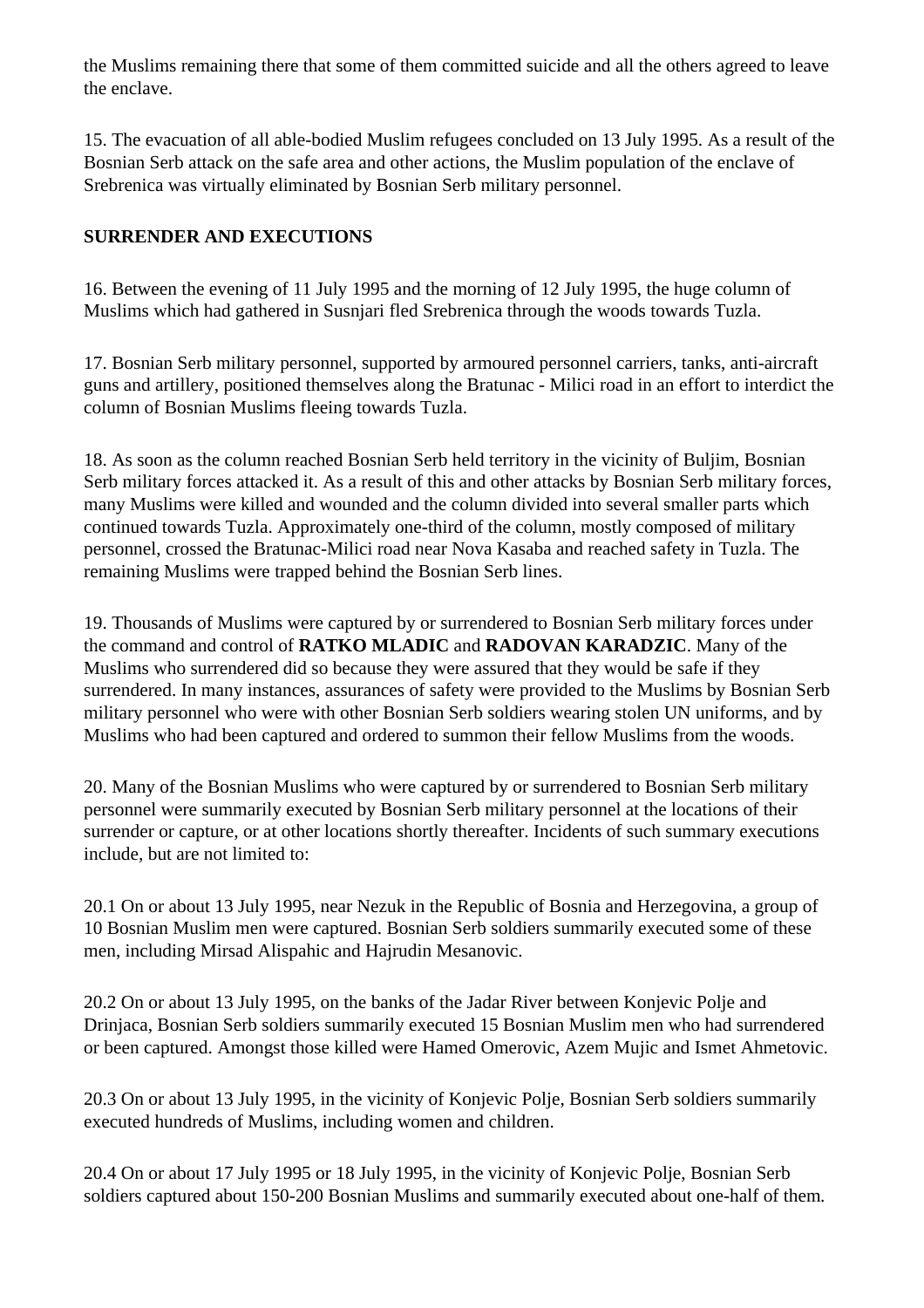the Muslims remaining there that some of them committed suicide and all the others agreed to leave the enclave.

15. The evacuation of all able-bodied Muslim refugees concluded on 13 July 1995. As a result of the Bosnian Serb attack on the safe area and other actions, the Muslim population of the enclave of Srebrenica was virtually eliminated by Bosnian Serb military personnel.

**SURRENDER AND EXECUTIONS**

16. Between the evening of 11 July 1995 and the morning of 12 July 1995, the huge column of Muslims which had gathered in Susnjari fled Srebrenica through the woods towards Tuzla.

17. Bosnian Serb military personnel, supported by armoured personnel carriers, tanks, anti-aircraft guns and artillery, positioned themselves along the Bratunac - Milici road in an effort to interdict the column of Bosnian Muslims fleeing towards Tuzla.

18. As soon as the column reached Bosnian Serb held territory in the vicinity of Buljim, Bosnian Serb military forces attacked it. As a result of this and other attacks by Bosnian Serb military forces, many Muslims were killed and wounded and the column divided into several smaller parts which continued towards Tuzla. Approximately one-third of the column, mostly composed of military personnel, crossed the Bratunac-Milici road near Nova Kasaba and reached safety in Tuzla. The remaining Muslims were trapped behind the Bosnian Serb lines.

19. Thousands of Muslims were captured by or surrendered to Bosnian Serb military forces under the command and control of **RATKO MLADIC** and **RADOVAN KARADZIC**. Many of the Muslims who surrendered did so because they were assured that they would be safe if they surrendered. In many instances, assurances of safety were provided to the Muslims by Bosnian Serb military personnel who were with other Bosnian Serb soldiers wearing stolen UN uniforms, and by Muslims who had been captured and ordered to summon their fellow Muslims from the woods.

20. Many of the Bosnian Muslims who were captured by or surrendered to Bosnian Serb military personnel were summarily executed by Bosnian Serb military personnel at the locations of their surrender or capture, or at other locations shortly thereafter. Incidents of such summary executions include, but are not limited to:

20.1 On or about 13 July 1995, near Nezuk in the Republic of Bosnia and Herzegovina, a group of 10 Bosnian Muslim men were captured. Bosnian Serb soldiers summarily executed some of these men, including Mirsad Alispahic and Hajrudin Mesanovic.

20.2 On or about 13 July 1995, on the banks of the Jadar River between Konjevic Polje and Drinjaca, Bosnian Serb soldiers summarily executed 15 Bosnian Muslim men who had surrendered or been captured. Amongst those killed were Hamed Omerovic, Azem Mujic and Ismet Ahmetovic.

20.3 On or about 13 July 1995, in the vicinity of Konjevic Polje, Bosnian Serb soldiers summarily executed hundreds of Muslims, including women and children.

20.4 On or about 17 July 1995 or 18 July 1995, in the vicinity of Konjevic Polje, Bosnian Serb soldiers captured about 150-200 Bosnian Muslims and summarily executed about one-half of them.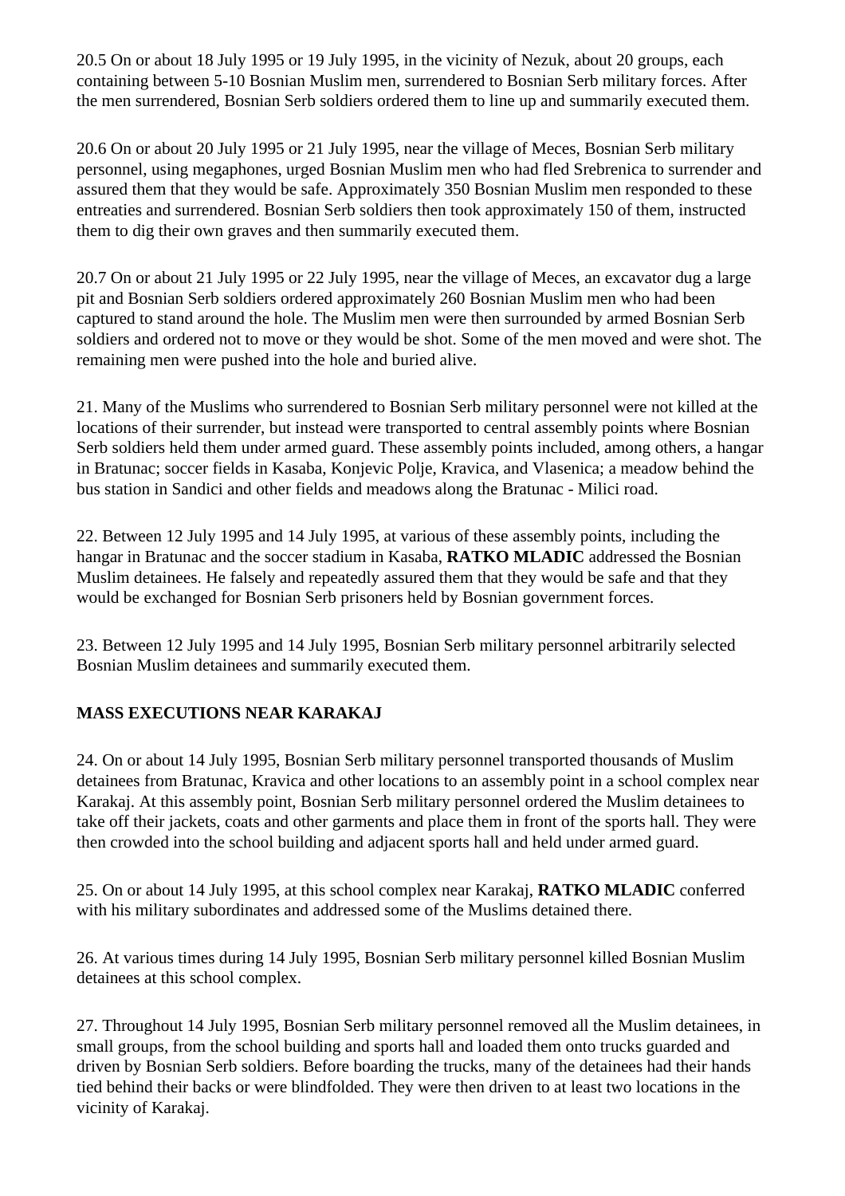20.5 On or about 18 July 1995 or 19 July 1995, in the vicinity of Nezuk, about 20 groups, each containing between 5-10 Bosnian Muslim men, surrendered to Bosnian Serb military forces. After the men surrendered, Bosnian Serb soldiers ordered them to line up and summarily executed them.

20.6 On or about 20 July 1995 or 21 July 1995, near the village of Meces, Bosnian Serb military personnel, using megaphones, urged Bosnian Muslim men who had fled Srebrenica to surrender and assured them that they would be safe. Approximately 350 Bosnian Muslim men responded to these entreaties and surrendered. Bosnian Serb soldiers then took approximately 150 of them, instructed them to dig their own graves and then summarily executed them.

20.7 On or about 21 July 1995 or 22 July 1995, near the village of Meces, an excavator dug a large pit and Bosnian Serb soldiers ordered approximately 260 Bosnian Muslim men who had been captured to stand around the hole. The Muslim men were then surrounded by armed Bosnian Serb soldiers and ordered not to move or they would be shot. Some of the men moved and were shot. The remaining men were pushed into the hole and buried alive.

21. Many of the Muslims who surrendered to Bosnian Serb military personnel were not killed at the locations of their surrender, but instead were transported to central assembly points where Bosnian Serb soldiers held them under armed guard. These assembly points included, among others, a hangar in Bratunac; soccer fields in Kasaba, Konjevic Polje, Kravica, and Vlasenica; a meadow behind the bus station in Sandici and other fields and meadows along the Bratunac - Milici road.

22. Between 12 July 1995 and 14 July 1995, at various of these assembly points, including the hangar in Bratunac and the soccer stadium in Kasaba, **RATKO MLADIC** addressed the Bosnian Muslim detainees. He falsely and repeatedly assured them that they would be safe and that they would be exchanged for Bosnian Serb prisoners held by Bosnian government forces.

23. Between 12 July 1995 and 14 July 1995, Bosnian Serb military personnel arbitrarily selected Bosnian Muslim detainees and summarily executed them.

**MASS EXECUTIONS NEAR KARAKAJ**

24. On or about 14 July 1995, Bosnian Serb military personnel transported thousands of Muslim detainees from Bratunac, Kravica and other locations to an assembly point in a school complex near Karakaj. At this assembly point, Bosnian Serb military personnel ordered the Muslim detainees to take off their jackets, coats and other garments and place them in front of the sports hall. They were then crowded into the school building and adjacent sports hall and held under armed guard.

25. On or about 14 July 1995, at this school complex near Karakaj, **RATKO MLADIC** conferred with his military subordinates and addressed some of the Muslims detained there.

26. At various times during 14 July 1995, Bosnian Serb military personnel killed Bosnian Muslim detainees at this school complex.

27. Throughout 14 July 1995, Bosnian Serb military personnel removed all the Muslim detainees, in small groups, from the school building and sports hall and loaded them onto trucks guarded and driven by Bosnian Serb soldiers. Before boarding the trucks, many of the detainees had their hands tied behind their backs or were blindfolded. They were then driven to at least two locations in the vicinity of Karakaj.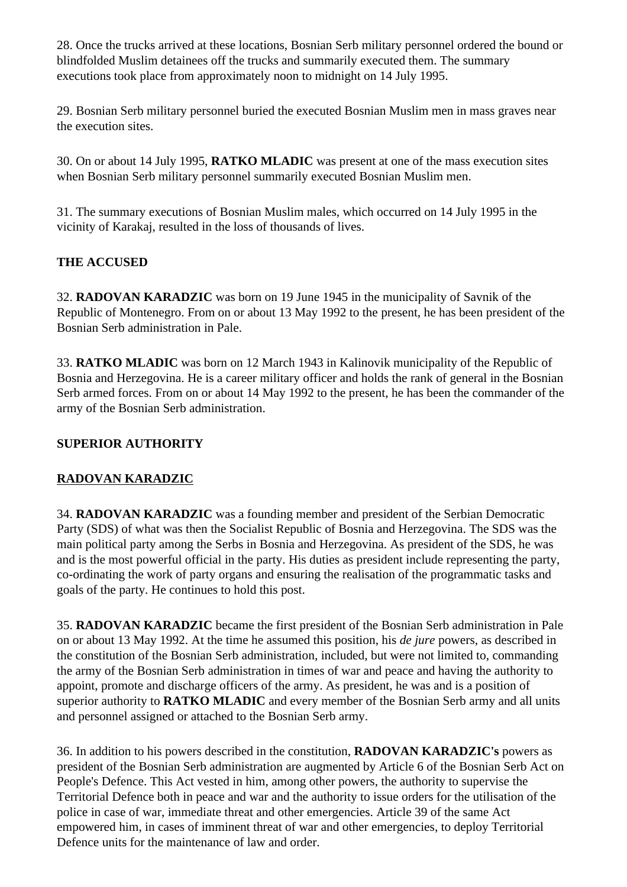28. Once the trucks arrived at these locations, Bosnian Serb military personnel ordered the bound or blindfolded Muslim detainees off the trucks and summarily executed them. The summary executions took place from approximately noon to midnight on 14 July 1995.

29. Bosnian Serb military personnel buried the executed Bosnian Muslim men in mass graves near the execution sites.

30. On or about 14 July 1995, **RATKO MLADIC** was present at one of the mass execution sites when Bosnian Serb military personnel summarily executed Bosnian Muslim men.

31. The summary executions of Bosnian Muslim males, which occurred on 14 July 1995 in the vicinity of Karakaj, resulted in the loss of thousands of lives.

**THE ACCUSED**

32. **RADOVAN KARADZIC** was born on 19 June 1945 in the municipality of Savnik of the Republic of Montenegro. From on or about 13 May 1992 to the present, he has been president of the Bosnian Serb administration in Pale.

33. **RATKO MLADIC** was born on 12 March 1943 in Kalinovik municipality of the Republic of Bosnia and Herzegovina. He is a career military officer and holds the rank of general in the Bosnian Serb armed forces. From on or about 14 May 1992 to the present, he has been the commander of the army of the Bosnian Serb administration.

**SUPERIOR AUTHORITY**

**RADOVAN KARADZIC**

34. **RADOVAN KARADZIC** was a founding member and president of the Serbian Democratic Party (SDS) of what was then the Socialist Republic of Bosnia and Herzegovina. The SDS was the main political party among the Serbs in Bosnia and Herzegovina. As president of the SDS, he was and is the most powerful official in the party. His duties as president include representing the party, co-ordinating the work of party organs and ensuring the realisation of the programmatic tasks and goals of the party. He continues to hold this post.

35. **RADOVAN KARADZIC** became the first president of the Bosnian Serb administration in Pale on or about 13 May 1992. At the time he assumed this position, his *de jure* powers, as described in the constitution of the Bosnian Serb administration, included, but were not limited to, commanding the army of the Bosnian Serb administration in times of war and peace and having the authority to appoint, promote and discharge officers of the army. As president, he was and is a position of superior authority to **RATKO MLADIC** and every member of the Bosnian Serb army and all units and personnel assigned or attached to the Bosnian Serb army.

36. In addition to his powers described in the constitution, **RADOVAN KARADZIC's** powers as president of the Bosnian Serb administration are augmented by Article 6 of the Bosnian Serb Act on People's Defence. This Act vested in him, among other powers, the authority to supervise the Territorial Defence both in peace and war and the authority to issue orders for the utilisation of the police in case of war, immediate threat and other emergencies. Article 39 of the same Act empowered him, in cases of imminent threat of war and other emergencies, to deploy Territorial Defence units for the maintenance of law and order.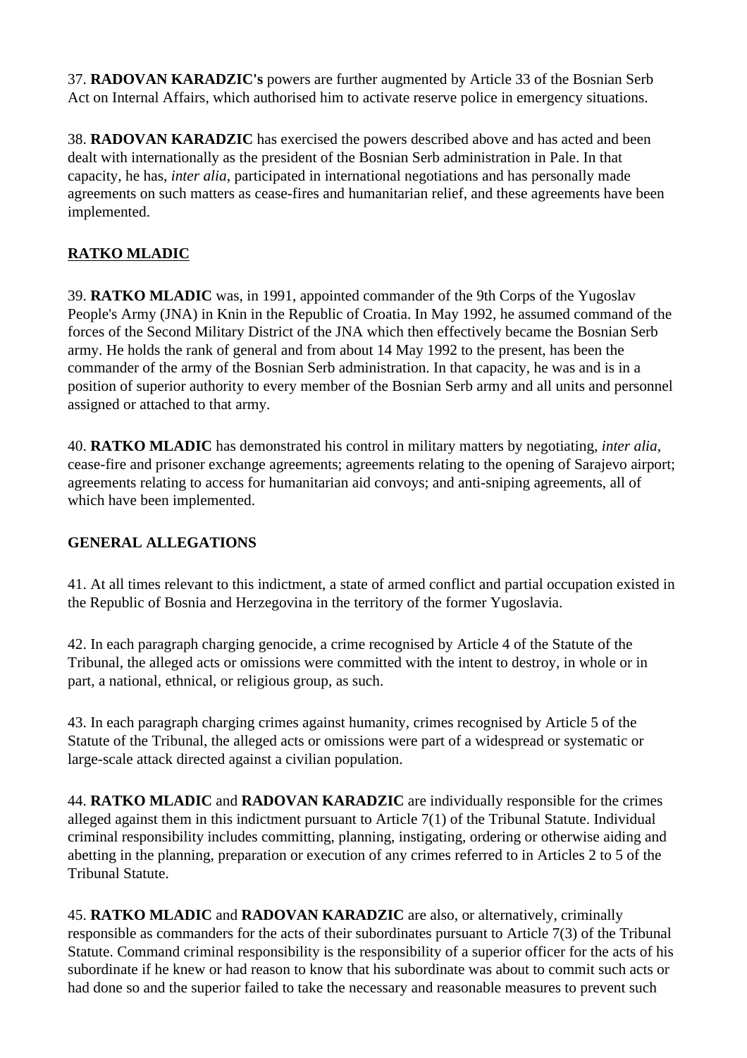37. **RADOVAN KARADZIC's** powers are further augmented by Article 33 of the Bosnian Serb Act on Internal Affairs, which authorised him to activate reserve police in emergency situations.

38. **RADOVAN KARADZIC** has exercised the powers described above and has acted and been dealt with internationally as the president of the Bosnian Serb administration in Pale. In that capacity, he has, *inter alia*, participated in international negotiations and has personally made agreements on such matters as cease-fires and humanitarian relief, and these agreements have been implemented.

## RATKO MLADIC

39. **RATKO MLADIC** was, in 1991, appointed commander of the 9th Corps of the Yugoslav People's Army (JNA) in Knin in the Republic of Croatia. In May 1992, he assumed command of the forces of the Second Military District of the JNA which then effectively became the Bosnian Serb army. He holds the rank of general and from about 14 May 1992 to the present, has been the commander of the army of the Bosnian Serb administration. In that capacity, he was and is in a position of superior authority to every member of the Bosnian Serb army and all units and personnel assigned or attached to that army.

40. **RATKO MLADIC** has demonstrated his control in military matters by negotiating, *inter alia*, cease-fire and prisoner exchange agreements; agreements relating to the opening of Sarajevo airport; agreements relating to access for humanitarian aid convoys; and anti-sniping agreements, all of which have been implemented.

## GENERAL ALLEGATIONS

41. At all times relevant to this indictment, a state of armed conflict and partial occupation existed in the Republic of Bosnia and Herzegovina in the territory of the former Yugoslavia.

42. In each paragraph charging genocide, a crime recognised by Article 4 of the Statute of the Tribunal, the alleged acts or omissions were committed with the intent to destroy, in whole or in part, a national, ethnical, or religious group, as such.

43. In each paragraph charging crimes against humanity, crimes recognised by Article 5 of the Statute of the Tribunal, the alleged acts or omissions were part of a widespread or systematic or large-scale attack directed against a civilian population.

44. **RATKO MLADIC** and **RADOVAN KARADZIC** are individually responsible for the crimes alleged against them in this indictment pursuant to Article 7(1) of the Tribunal Statute. Individual criminal responsibility includes committing, planning, instigating, ordering or otherwise aiding and abetting in the planning, preparation or execution of any crimes referred to in Articles 2 to 5 of the Tribunal Statute.

45. **RATKO MLADIC** and **RADOVAN KARADZIC** are also, or alternatively, criminally responsible as commanders for the acts of their subordinates pursuant to Article 7(3) of the Tribunal Statute. Command criminal responsibility is the responsibility of a superior officer for the acts of his subordinate if he knew or had reason to know that his subordinate was about to commit such acts or had done so and the superior failed to take the necessary and reasonable measures to prevent such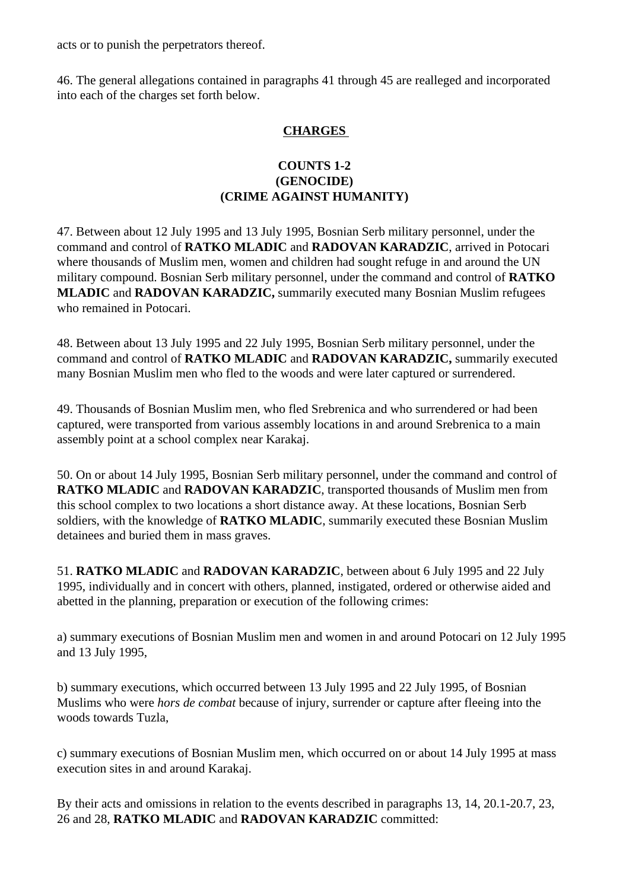acts or to punish the perpetrators thereof.

46. The general allegations contained in paragraphs 41 through 45 are realleged and incorporated into each of the charges set forth below.

## CHARGES

### COUNTS 1-2
### (GENOCIDE)
### (CRIME AGAINST HUMANITY)

47. Between about 12 July 1995 and 13 July 1995, Bosnian Serb military personnel, under the command and control of **RATKO MLADIC** and **RADOVAN KARADZIC**, arrived in Potocari where thousands of Muslim men, women and children had sought refuge in and around the UN military compound. Bosnian Serb military personnel, under the command and control of **RATKO MLADIC** and **RADOVAN KARADZIC,** summarily executed many Bosnian Muslim refugees who remained in Potocari.

48. Between about 13 July 1995 and 22 July 1995, Bosnian Serb military personnel, under the command and control of **RATKO MLADIC** and **RADOVAN KARADZIC,** summarily executed many Bosnian Muslim men who fled to the woods and were later captured or surrendered.

49. Thousands of Bosnian Muslim men, who fled Srebrenica and who surrendered or had been captured, were transported from various assembly locations in and around Srebrenica to a main assembly point at a school complex near Karakaj.

50. On or about 14 July 1995, Bosnian Serb military personnel, under the command and control of **RATKO MLADIC** and **RADOVAN KARADZIC**, transported thousands of Muslim men from this school complex to two locations a short distance away. At these locations, Bosnian Serb soldiers, with the knowledge of **RATKO MLADIC**, summarily executed these Bosnian Muslim detainees and buried them in mass graves.

51. **RATKO MLADIC** and **RADOVAN KARADZIC**, between about 6 July 1995 and 22 July 1995, individually and in concert with others, planned, instigated, ordered or otherwise aided and abetted in the planning, preparation or execution of the following crimes:

a) summary executions of Bosnian Muslim men and women in and around Potocari on 12 July 1995 and 13 July 1995,

b) summary executions, which occurred between 13 July 1995 and 22 July 1995, of Bosnian Muslims who were *hors de combat* because of injury, surrender or capture after fleeing into the woods towards Tuzla,

c) summary executions of Bosnian Muslim men, which occurred on or about 14 July 1995 at mass execution sites in and around Karakaj.

By their acts and omissions in relation to the events described in paragraphs 13, 14, 20.1-20.7, 23, 26 and 28, **RATKO MLADIC** and **RADOVAN KARADZIC** committed: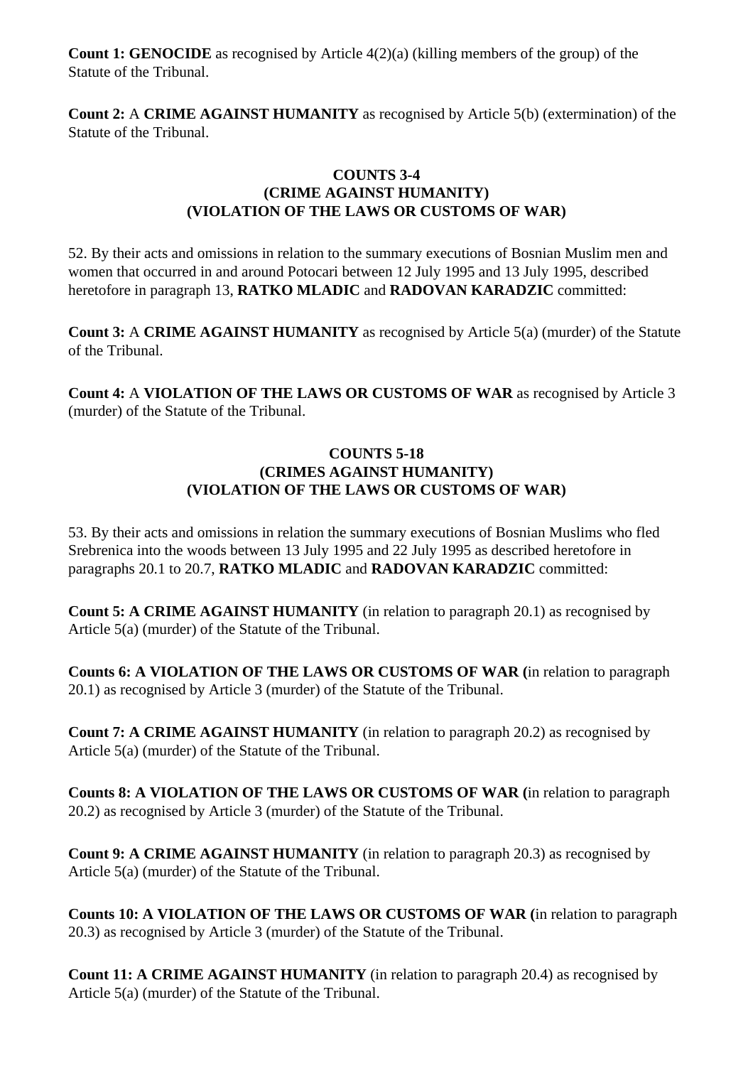**Count 1: GENOCIDE** as recognised by Article 4(2)(a) (killing members of the group) of the Statute of the Tribunal.

**Count 2:** A **CRIME AGAINST HUMANITY** as recognised by Article 5(b) (extermination) of the Statute of the Tribunal.

**COUNTS 3-4**
**(CRIME AGAINST HUMANITY)**
**(VIOLATION OF THE LAWS OR CUSTOMS OF WAR)**

52. By their acts and omissions in relation to the summary executions of Bosnian Muslim men and women that occurred in and around Potocari between 12 July 1995 and 13 July 1995, described heretofore in paragraph 13, **RATKO MLADIC** and **RADOVAN KARADZIC** committed:

**Count 3:** A **CRIME AGAINST HUMANITY** as recognised by Article 5(a) (murder) of the Statute of the Tribunal.

**Count 4:** A **VIOLATION OF THE LAWS OR CUSTOMS OF WAR** as recognised by Article 3 (murder) of the Statute of the Tribunal.

**COUNTS 5-18**
**(CRIMES AGAINST HUMANITY)**
**(VIOLATION OF THE LAWS OR CUSTOMS OF WAR)**

53. By their acts and omissions in relation the summary executions of Bosnian Muslims who fled Srebrenica into the woods between 13 July 1995 and 22 July 1995 as described heretofore in paragraphs 20.1 to 20.7, **RATKO MLADIC** and **RADOVAN KARADZIC** committed:

**Count 5: A CRIME AGAINST HUMANITY** (in relation to paragraph 20.1) as recognised by Article 5(a) (murder) of the Statute of the Tribunal.

**Counts 6: A VIOLATION OF THE LAWS OR CUSTOMS OF WAR (**in relation to paragraph 20.1) as recognised by Article 3 (murder) of the Statute of the Tribunal.

**Count 7: A CRIME AGAINST HUMANITY** (in relation to paragraph 20.2) as recognised by Article 5(a) (murder) of the Statute of the Tribunal.

**Counts 8: A VIOLATION OF THE LAWS OR CUSTOMS OF WAR (**in relation to paragraph 20.2) as recognised by Article 3 (murder) of the Statute of the Tribunal.

**Count 9: A CRIME AGAINST HUMANITY** (in relation to paragraph 20.3) as recognised by Article 5(a) (murder) of the Statute of the Tribunal.

**Counts 10: A VIOLATION OF THE LAWS OR CUSTOMS OF WAR (**in relation to paragraph 20.3) as recognised by Article 3 (murder) of the Statute of the Tribunal.

**Count 11: A CRIME AGAINST HUMANITY** (in relation to paragraph 20.4) as recognised by Article 5(a) (murder) of the Statute of the Tribunal.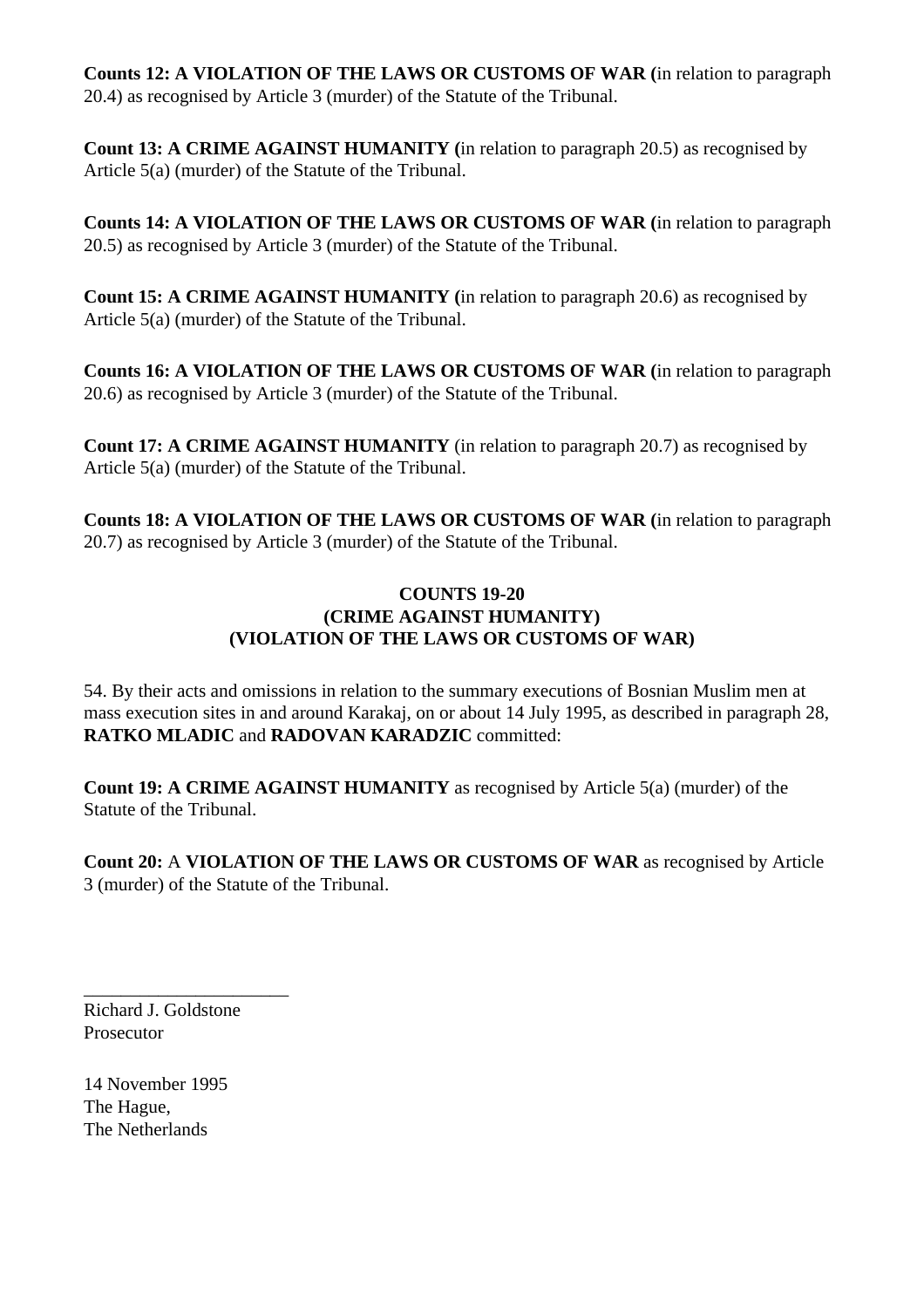**Counts 12: A VIOLATION OF THE LAWS OR CUSTOMS OF WAR (**in relation to paragraph 20.4) as recognised by Article 3 (murder) of the Statute of the Tribunal.

**Count 13: A CRIME AGAINST HUMANITY (**in relation to paragraph 20.5) as recognised by Article 5(a) (murder) of the Statute of the Tribunal.

**Counts 14: A VIOLATION OF THE LAWS OR CUSTOMS OF WAR (**in relation to paragraph 20.5) as recognised by Article 3 (murder) of the Statute of the Tribunal.

**Count 15: A CRIME AGAINST HUMANITY (**in relation to paragraph 20.6) as recognised by Article 5(a) (murder) of the Statute of the Tribunal.

**Counts 16: A VIOLATION OF THE LAWS OR CUSTOMS OF WAR (**in relation to paragraph 20.6) as recognised by Article 3 (murder) of the Statute of the Tribunal.

**Count 17: A CRIME AGAINST HUMANITY** (in relation to paragraph 20.7) as recognised by Article 5(a) (murder) of the Statute of the Tribunal.

**Counts 18: A VIOLATION OF THE LAWS OR CUSTOMS OF WAR (**in relation to paragraph 20.7) as recognised by Article 3 (murder) of the Statute of the Tribunal.

**COUNTS 19-20**
**(CRIME AGAINST HUMANITY)**
**(VIOLATION OF THE LAWS OR CUSTOMS OF WAR)**

54. By their acts and omissions in relation to the summary executions of Bosnian Muslim men at mass execution sites in and around Karakaj, on or about 14 July 1995, as described in paragraph 28, **RATKO MLADIC** and **RADOVAN KARADZIC** committed:

**Count 19: A CRIME AGAINST HUMANITY** as recognised by Article 5(a) (murder) of the Statute of the Tribunal.

**Count 20:** A **VIOLATION OF THE LAWS OR CUSTOMS OF WAR** as recognised by Article 3 (murder) of the Statute of the Tribunal.

______________________
Richard J. Goldstone
Prosecutor

14 November 1995
The Hague,
The Netherlands